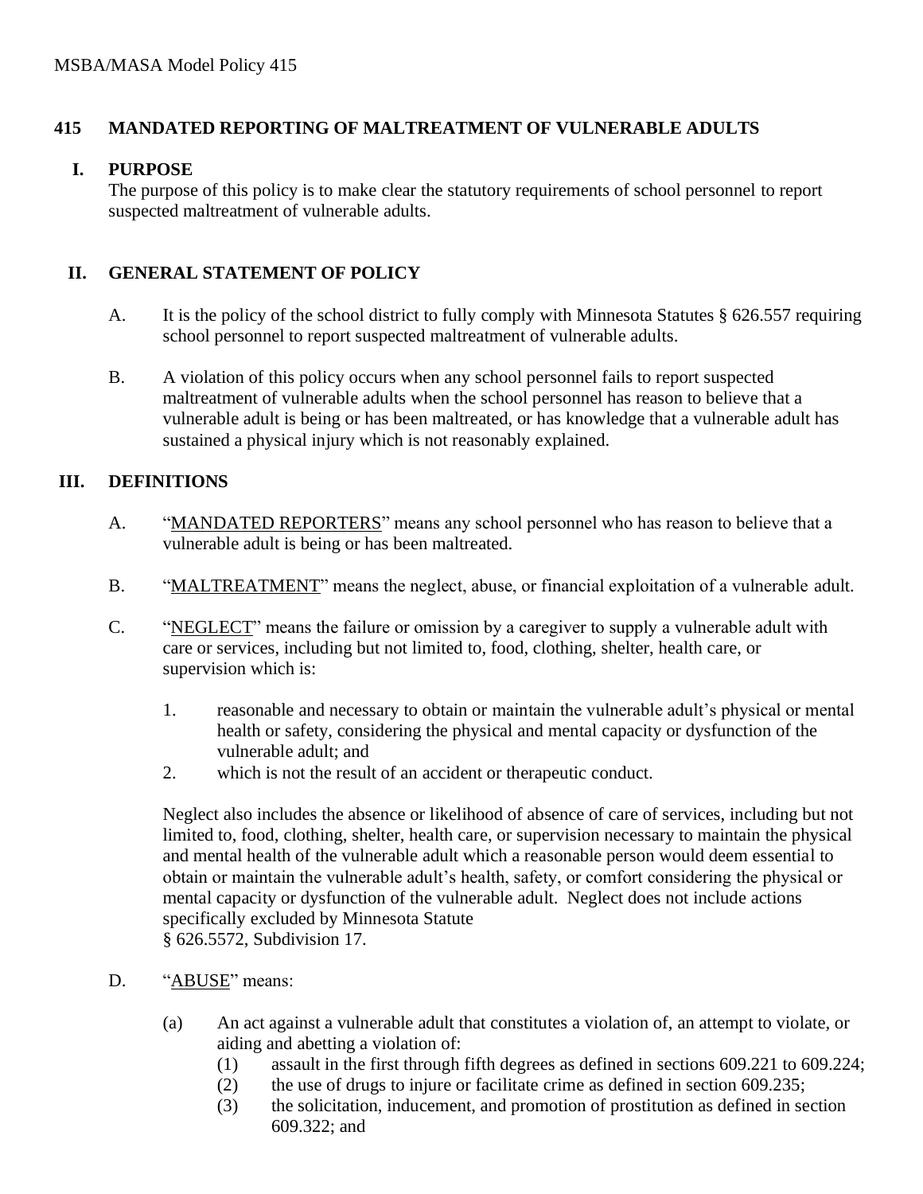MSBA/MASA Model Policy 415

# 415 MANDATED REPORTING OF MALTREATMENT OF VULNERABLE ADULTS

## I. PURPOSE

The purpose of this policy is to make clear the statutory requirements of school personnel to report suspected maltreatment of vulnerable adults.

## II. GENERAL STATEMENT OF POLICY

A. It is the policy of the school district to fully comply with Minnesota Statutes § 626.557 requiring school personnel to report suspected maltreatment of vulnerable adults.

B. A violation of this policy occurs when any school personnel fails to report suspected maltreatment of vulnerable adults when the school personnel has reason to believe that a vulnerable adult is being or has been maltreated, or has knowledge that a vulnerable adult has sustained a physical injury which is not reasonably explained.

## III. DEFINITIONS

A. "MANDATED REPORTERS" means any school personnel who has reason to believe that a vulnerable adult is being or has been maltreated.

B. "MALTREATMENT" means the neglect, abuse, or financial exploitation of a vulnerable adult.

C. "NEGLECT" means the failure or omission by a caregiver to supply a vulnerable adult with care or services, including but not limited to, food, clothing, shelter, health care, or supervision which is:

1. reasonable and necessary to obtain or maintain the vulnerable adult's physical or mental health or safety, considering the physical and mental capacity or dysfunction of the vulnerable adult; and
2. which is not the result of an accident or therapeutic conduct.

Neglect also includes the absence or likelihood of absence of care of services, including but not limited to, food, clothing, shelter, health care, or supervision necessary to maintain the physical and mental health of the vulnerable adult which a reasonable person would deem essential to obtain or maintain the vulnerable adult's health, safety, or comfort considering the physical or mental capacity or dysfunction of the vulnerable adult. Neglect does not include actions specifically excluded by Minnesota Statute § 626.5572, Subdivision 17.

D. "ABUSE" means:

(a) An act against a vulnerable adult that constitutes a violation of, an attempt to violate, or aiding and abetting a violation of:
 (1) assault in the first through fifth degrees as defined in sections 609.221 to 609.224;
 (2) the use of drugs to injure or facilitate crime as defined in section 609.235;
 (3) the solicitation, inducement, and promotion of prostitution as defined in section 609.322; and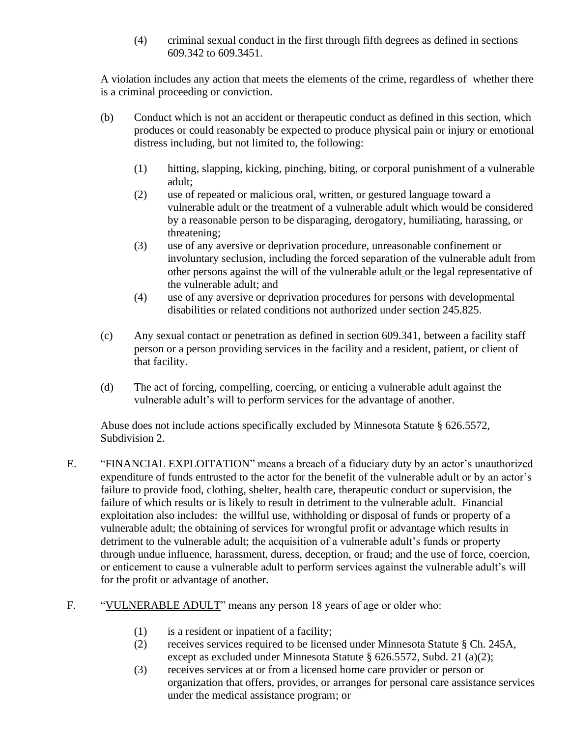(4) criminal sexual conduct in the first through fifth degrees as defined in sections 609.342 to 609.3451.

A violation includes any action that meets the elements of the crime, regardless of whether there is a criminal proceeding or conviction.

(b) Conduct which is not an accident or therapeutic conduct as defined in this section, which produces or could reasonably be expected to produce physical pain or injury or emotional distress including, but not limited to, the following:

(1) hitting, slapping, kicking, pinching, biting, or corporal punishment of a vulnerable adult;
(2) use of repeated or malicious oral, written, or gestured language toward a vulnerable adult or the treatment of a vulnerable adult which would be considered by a reasonable person to be disparaging, derogatory, humiliating, harassing, or threatening;
(3) use of any aversive or deprivation procedure, unreasonable confinement or involuntary seclusion, including the forced separation of the vulnerable adult from other persons against the will of the vulnerable adult or the legal representative of the vulnerable adult; and
(4) use of any aversive or deprivation procedures for persons with developmental disabilities or related conditions not authorized under section 245.825.

(c) Any sexual contact or penetration as defined in section 609.341, between a facility staff person or a person providing services in the facility and a resident, patient, or client of that facility.

(d) The act of forcing, compelling, coercing, or enticing a vulnerable adult against the vulnerable adult's will to perform services for the advantage of another.

Abuse does not include actions specifically excluded by Minnesota Statute § 626.5572, Subdivision 2.

E. "FINANCIAL EXPLOITATION" means a breach of a fiduciary duty by an actor's unauthorized expenditure of funds entrusted to the actor for the benefit of the vulnerable adult or by an actor's failure to provide food, clothing, shelter, health care, therapeutic conduct or supervision, the failure of which results or is likely to result in detriment to the vulnerable adult. Financial exploitation also includes: the willful use, withholding or disposal of funds or property of a vulnerable adult; the obtaining of services for wrongful profit or advantage which results in detriment to the vulnerable adult; the acquisition of a vulnerable adult's funds or property through undue influence, harassment, duress, deception, or fraud; and the use of force, coercion, or enticement to cause a vulnerable adult to perform services against the vulnerable adult's will for the profit or advantage of another.

F. "VULNERABLE ADULT" means any person 18 years of age or older who:

(1) is a resident or inpatient of a facility;
(2) receives services required to be licensed under Minnesota Statute § Ch. 245A, except as excluded under Minnesota Statute § 626.5572, Subd. 21 (a)(2);
(3) receives services at or from a licensed home care provider or person or organization that offers, provides, or arranges for personal care assistance services under the medical assistance program; or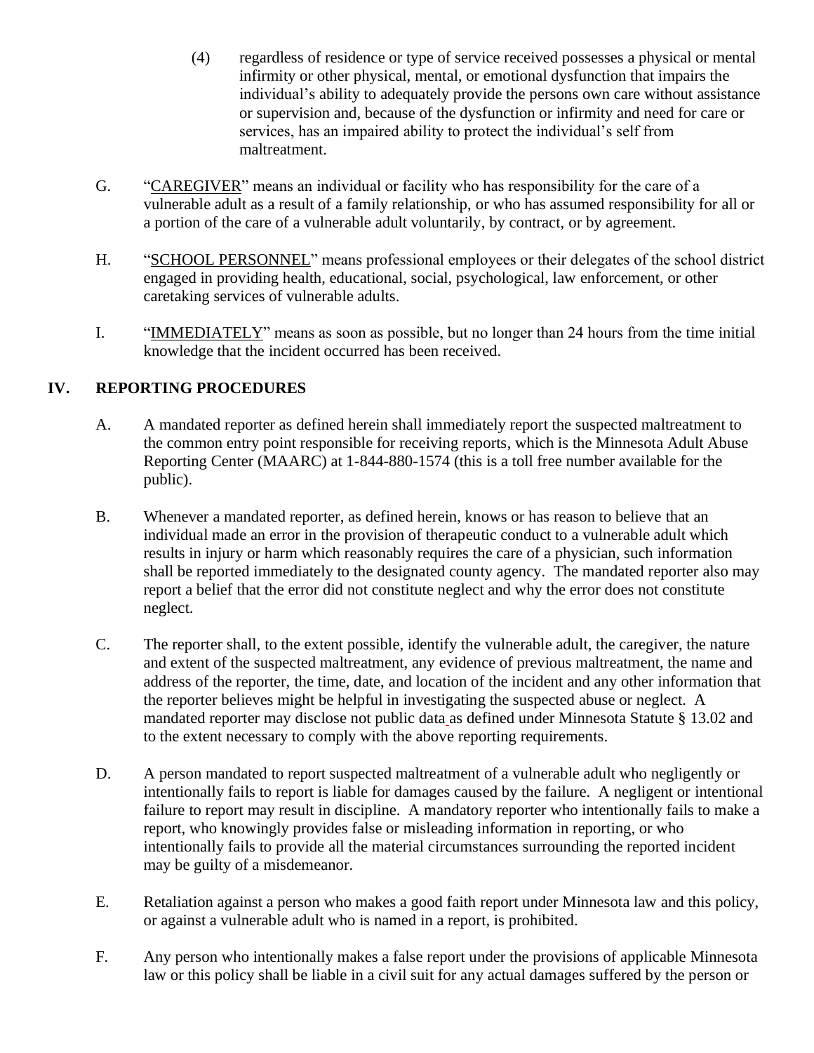(4) regardless of residence or type of service received possesses a physical or mental infirmity or other physical, mental, or emotional dysfunction that impairs the individual's ability to adequately provide the persons own care without assistance or supervision and, because of the dysfunction or infirmity and need for care or services, has an impaired ability to protect the individual's self from maltreatment.

G. "CAREGIVER" means an individual or facility who has responsibility for the care of a vulnerable adult as a result of a family relationship, or who has assumed responsibility for all or a portion of the care of a vulnerable adult voluntarily, by contract, or by agreement.

H. "SCHOOL PERSONNEL" means professional employees or their delegates of the school district engaged in providing health, educational, social, psychological, law enforcement, or other caretaking services of vulnerable adults.

I. "IMMEDIATELY" means as soon as possible, but no longer than 24 hours from the time initial knowledge that the incident occurred has been received.

## IV. REPORTING PROCEDURES

A. A mandated reporter as defined herein shall immediately report the suspected maltreatment to the common entry point responsible for receiving reports, which is the Minnesota Adult Abuse Reporting Center (MAARC) at 1-844-880-1574 (this is a toll free number available for the public).

B. Whenever a mandated reporter, as defined herein, knows or has reason to believe that an individual made an error in the provision of therapeutic conduct to a vulnerable adult which results in injury or harm which reasonably requires the care of a physician, such information shall be reported immediately to the designated county agency. The mandated reporter also may report a belief that the error did not constitute neglect and why the error does not constitute neglect.

C. The reporter shall, to the extent possible, identify the vulnerable adult, the caregiver, the nature and extent of the suspected maltreatment, any evidence of previous maltreatment, the name and address of the reporter, the time, date, and location of the incident and any other information that the reporter believes might be helpful in investigating the suspected abuse or neglect. A mandated reporter may disclose not public data as defined under Minnesota Statute § 13.02 and to the extent necessary to comply with the above reporting requirements.

D. A person mandated to report suspected maltreatment of a vulnerable adult who negligently or intentionally fails to report is liable for damages caused by the failure. A negligent or intentional failure to report may result in discipline. A mandatory reporter who intentionally fails to make a report, who knowingly provides false or misleading information in reporting, or who intentionally fails to provide all the material circumstances surrounding the reported incident may be guilty of a misdemeanor.

E. Retaliation against a person who makes a good faith report under Minnesota law and this policy, or against a vulnerable adult who is named in a report, is prohibited.

F. Any person who intentionally makes a false report under the provisions of applicable Minnesota law or this policy shall be liable in a civil suit for any actual damages suffered by the person or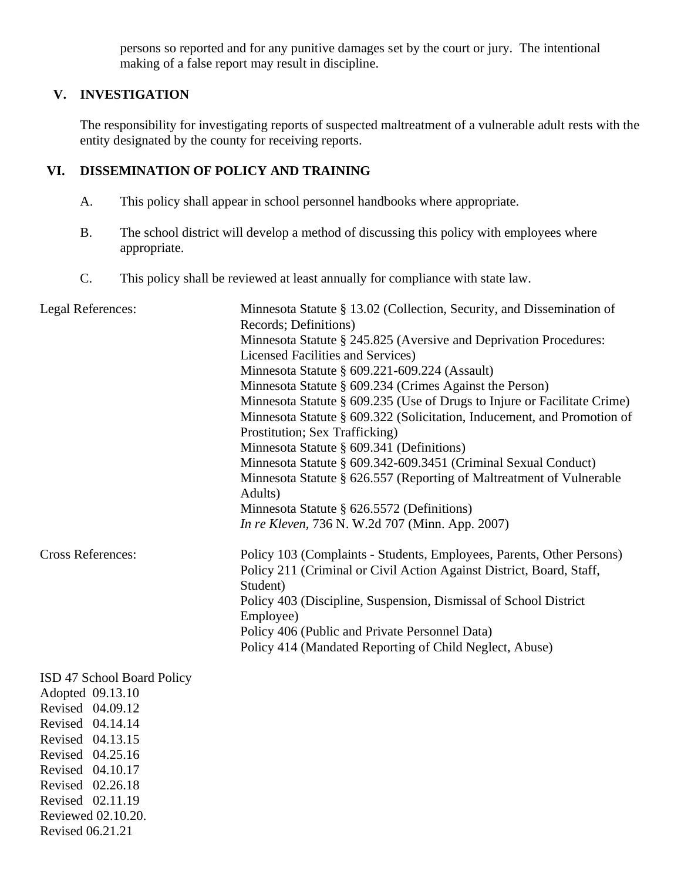persons so reported and for any punitive damages set by the court or jury. The intentional making of a false report may result in discipline.

## V. INVESTIGATION

The responsibility for investigating reports of suspected maltreatment of a vulnerable adult rests with the entity designated by the county for receiving reports.

## VI. DISSEMINATION OF POLICY AND TRAINING

A. This policy shall appear in school personnel handbooks where appropriate.

B. The school district will develop a method of discussing this policy with employees where appropriate.

C. This policy shall be reviewed at least annually for compliance with state law.

Legal References:

Minnesota Statute § 13.02 (Collection, Security, and Dissemination of Records; Definitions)
Minnesota Statute § 245.825 (Aversive and Deprivation Procedures: Licensed Facilities and Services)
Minnesota Statute § 609.221-609.224 (Assault)
Minnesota Statute § 609.234 (Crimes Against the Person)
Minnesota Statute § 609.235 (Use of Drugs to Injure or Facilitate Crime)
Minnesota Statute § 609.322 (Solicitation, Inducement, and Promotion of Prostitution; Sex Trafficking)
Minnesota Statute § 609.341 (Definitions)
Minnesota Statute § 609.342-609.3451 (Criminal Sexual Conduct)
Minnesota Statute § 626.557 (Reporting of Maltreatment of Vulnerable Adults)
Minnesota Statute § 626.5572 (Definitions)
*In re Kleven,* 736 N. W.2d 707 (Minn. App. 2007)

Cross References:

Policy 103 (Complaints - Students, Employees, Parents, Other Persons)
Policy 211 (Criminal or Civil Action Against District, Board, Staff, Student)
Policy 403 (Discipline, Suspension, Dismissal of School District Employee)
Policy 406 (Public and Private Personnel Data)
Policy 414 (Mandated Reporting of Child Neglect, Abuse)

ISD 47 School Board Policy
Adopted 09.13.10
Revised 04.09.12
Revised 04.14.14
Revised 04.13.15
Revised 04.25.16
Revised 04.10.17
Revised 02.26.18
Revised 02.11.19
Reviewed 02.10.20.
Revised 06.21.21